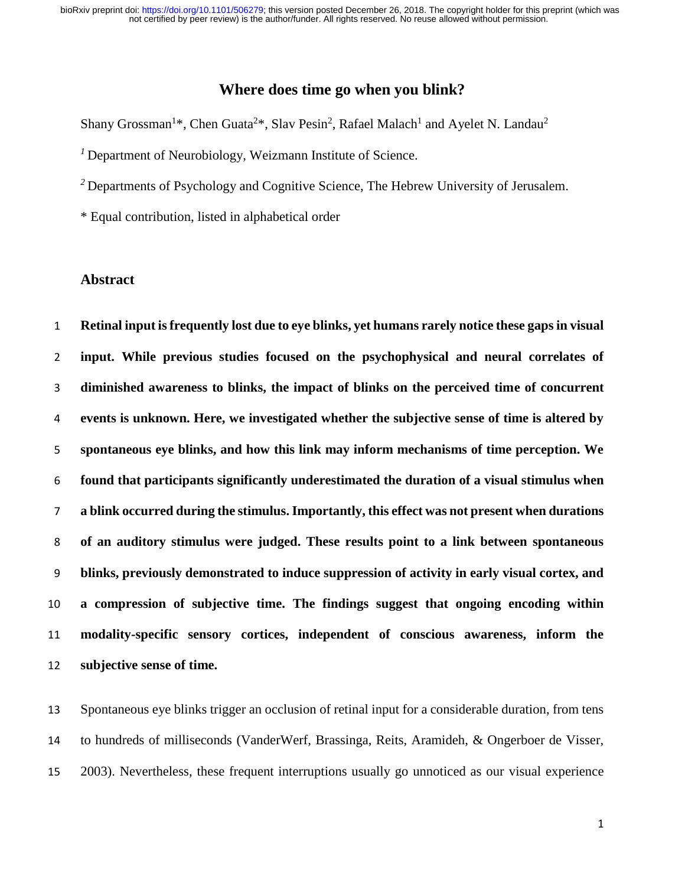# Where does time go when you blink?

Shany Grossman[1]*, Chen Guata[2]*, Slav Pesin[2], Rafael Malach[1] and Ayelet N. Landau[2]

[1] Department of Neurobiology, Weizmann Institute of Science.

[2] Departments of Psychology and Cognitive Science, The Hebrew University of Jerusalem.

* Equal contribution, listed in alphabetical order

## Abstract

**Retinal input is frequently lost due to eye blinks, yet humans rarely notice these gaps in visual input. While previous studies focused on the psychophysical and neural correlates of diminished awareness to blinks, the impact of blinks on the perceived time of concurrent events is unknown. Here, we investigated whether the subjective sense of time is altered by spontaneous eye blinks, and how this link may inform mechanisms of time perception. We found that participants significantly underestimated the duration of a visual stimulus when a blink occurred during the stimulus. Importantly, this effect was not present when durations of an auditory stimulus were judged. These results point to a link between spontaneous blinks, previously demonstrated to induce suppression of activity in early visual cortex, and a compression of subjective time. The findings suggest that ongoing encoding within modality-specific sensory cortices, independent of conscious awareness, inform the subjective sense of time.**

Spontaneous eye blinks trigger an occlusion of retinal input for a considerable duration, from tens to hundreds of milliseconds (VanderWerf, Brassinga, Reits, Aramideh, & Ongerboer de Visser, 2003). Nevertheless, these frequent interruptions usually go unnoticed as our visual experience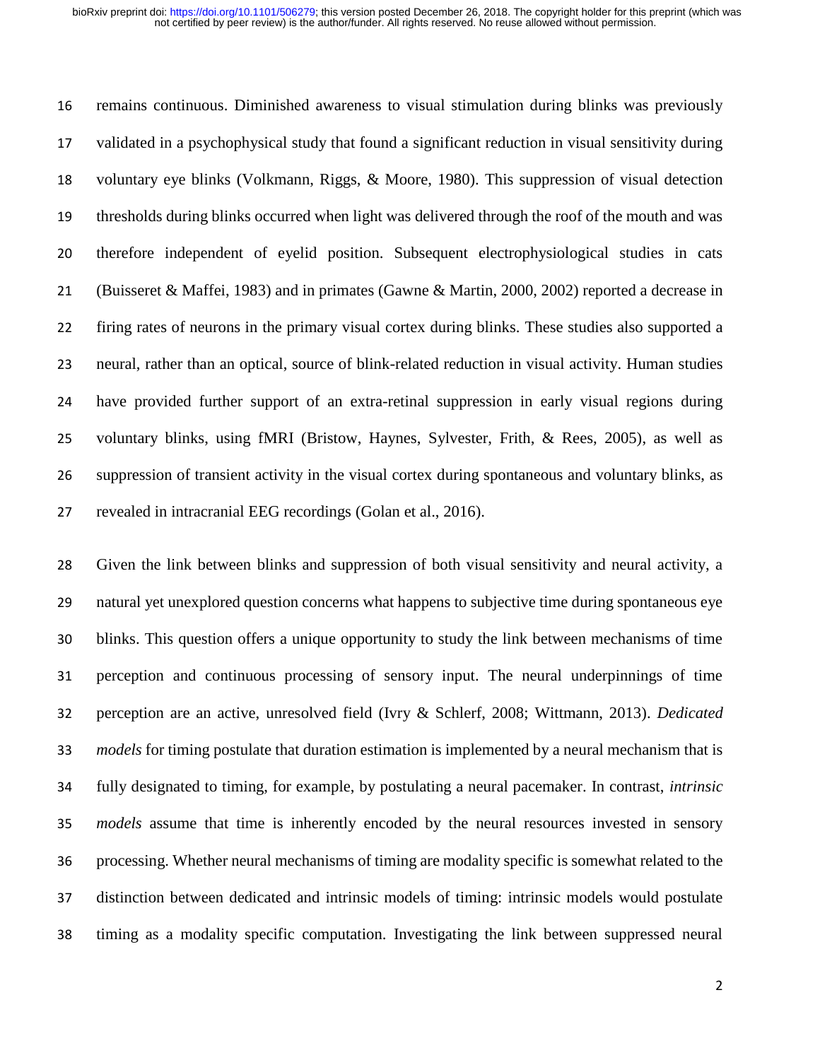remains continuous. Diminished awareness to visual stimulation during blinks was previously validated in a psychophysical study that found a significant reduction in visual sensitivity during voluntary eye blinks (Volkmann, Riggs, & Moore, 1980). This suppression of visual detection thresholds during blinks occurred when light was delivered through the roof of the mouth and was therefore independent of eyelid position. Subsequent electrophysiological studies in cats (Buisseret & Maffei, 1983) and in primates (Gawne & Martin, 2000, 2002) reported a decrease in firing rates of neurons in the primary visual cortex during blinks. These studies also supported a neural, rather than an optical, source of blink-related reduction in visual activity. Human studies have provided further support of an extra-retinal suppression in early visual regions during voluntary blinks, using fMRI (Bristow, Haynes, Sylvester, Frith, & Rees, 2005), as well as suppression of transient activity in the visual cortex during spontaneous and voluntary blinks, as revealed in intracranial EEG recordings (Golan et al., 2016).

Given the link between blinks and suppression of both visual sensitivity and neural activity, a natural yet unexplored question concerns what happens to subjective time during spontaneous eye blinks. This question offers a unique opportunity to study the link between mechanisms of time perception and continuous processing of sensory input. The neural underpinnings of time perception are an active, unresolved field (Ivry & Schlerf, 2008; Wittmann, 2013). *Dedicated models* for timing postulate that duration estimation is implemented by a neural mechanism that is fully designated to timing, for example, by postulating a neural pacemaker. In contrast, *intrinsic models* assume that time is inherently encoded by the neural resources invested in sensory processing. Whether neural mechanisms of timing are modality specific is somewhat related to the distinction between dedicated and intrinsic models of timing: intrinsic models would postulate timing as a modality specific computation. Investigating the link between suppressed neural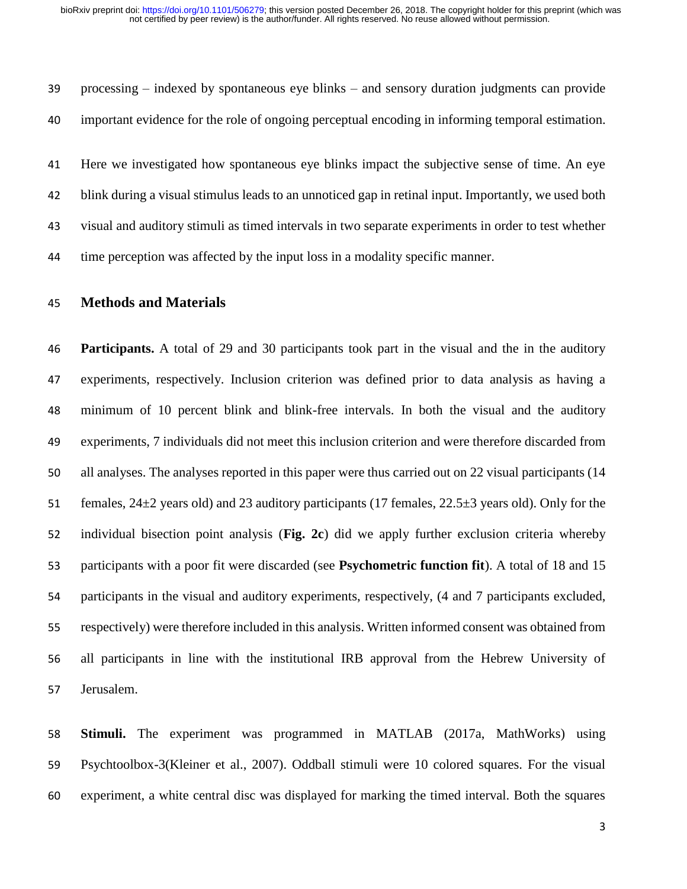processing – indexed by spontaneous eye blinks – and sensory duration judgments can provide important evidence for the role of ongoing perceptual encoding in informing temporal estimation.

Here we investigated how spontaneous eye blinks impact the subjective sense of time. An eye blink during a visual stimulus leads to an unnoticed gap in retinal input. Importantly, we used both visual and auditory stimuli as timed intervals in two separate experiments in order to test whether time perception was affected by the input loss in a modality specific manner.

## Methods and Materials

**Participants.** A total of 29 and 30 participants took part in the visual and the in the auditory experiments, respectively. Inclusion criterion was defined prior to data analysis as having a minimum of 10 percent blink and blink-free intervals. In both the visual and the auditory experiments, 7 individuals did not meet this inclusion criterion and were therefore discarded from all analyses. The analyses reported in this paper were thus carried out on 22 visual participants (14 females, 24±2 years old) and 23 auditory participants (17 females, 22.5±3 years old). Only for the individual bisection point analysis (**Fig. 2c**) did we apply further exclusion criteria whereby participants with a poor fit were discarded (see **Psychometric function fit**). A total of 18 and 15 participants in the visual and auditory experiments, respectively, (4 and 7 participants excluded, respectively) were therefore included in this analysis. Written informed consent was obtained from all participants in line with the institutional IRB approval from the Hebrew University of Jerusalem.

**Stimuli.** The experiment was programmed in MATLAB (2017a, MathWorks) using Psychtoolbox-3(Kleiner et al., 2007). Oddball stimuli were 10 colored squares. For the visual experiment, a white central disc was displayed for marking the timed interval. Both the squares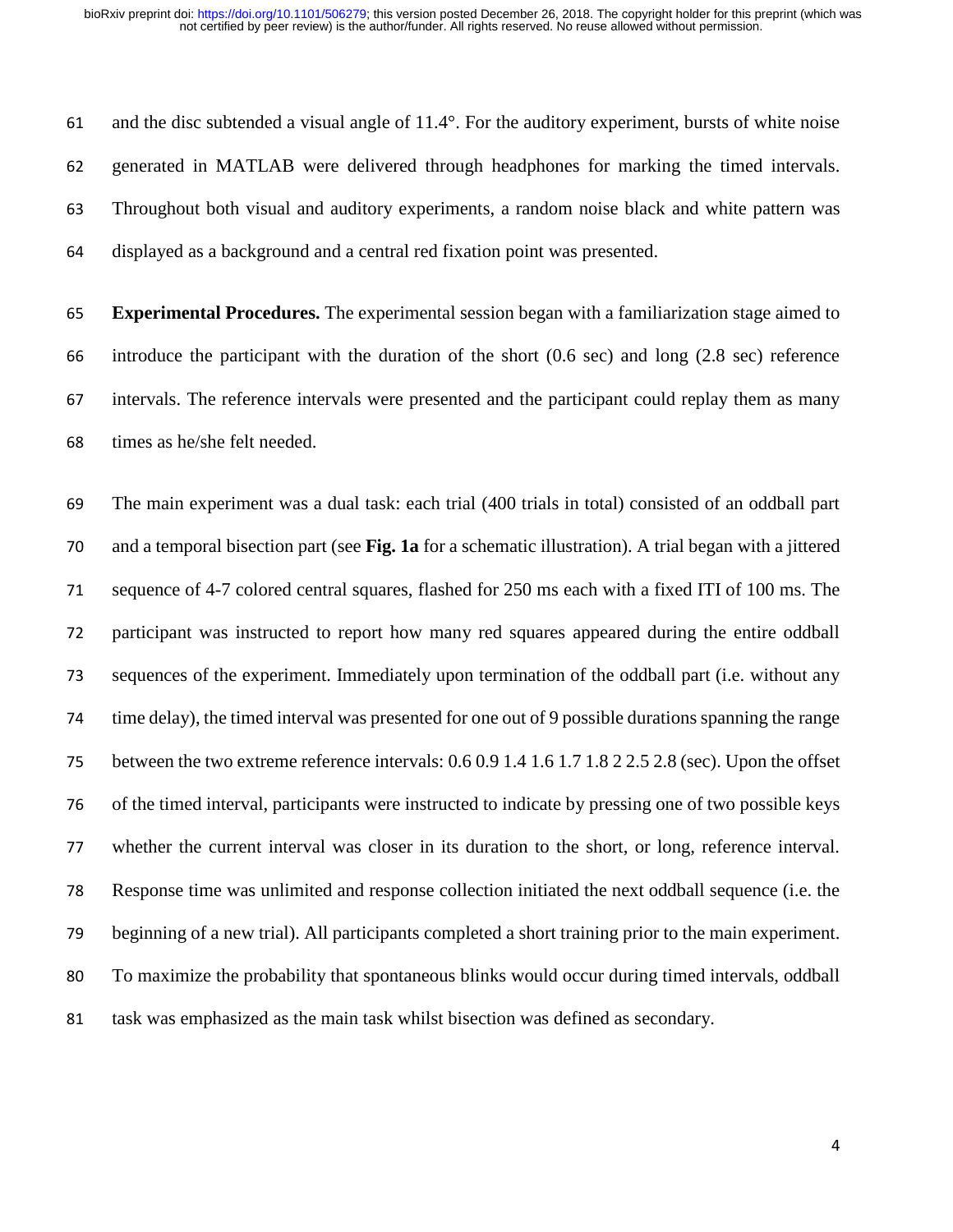and the disc subtended a visual angle of 11.4°. For the auditory experiment, bursts of white noise generated in MATLAB were delivered through headphones for marking the timed intervals. Throughout both visual and auditory experiments, a random noise black and white pattern was displayed as a background and a central red fixation point was presented.

**Experimental Procedures.** The experimental session began with a familiarization stage aimed to introduce the participant with the duration of the short (0.6 sec) and long (2.8 sec) reference intervals. The reference intervals were presented and the participant could replay them as many times as he/she felt needed.

The main experiment was a dual task: each trial (400 trials in total) consisted of an oddball part and a temporal bisection part (see **Fig. 1a** for a schematic illustration). A trial began with a jittered sequence of 4-7 colored central squares, flashed for 250 ms each with a fixed ITI of 100 ms. The participant was instructed to report how many red squares appeared during the entire oddball sequences of the experiment. Immediately upon termination of the oddball part (i.e. without any time delay), the timed interval was presented for one out of 9 possible durations spanning the range between the two extreme reference intervals: 0.6 0.9 1.4 1.6 1.7 1.8 2 2.5 2.8 (sec). Upon the offset of the timed interval, participants were instructed to indicate by pressing one of two possible keys whether the current interval was closer in its duration to the short, or long, reference interval. Response time was unlimited and response collection initiated the next oddball sequence (i.e. the beginning of a new trial). All participants completed a short training prior to the main experiment. To maximize the probability that spontaneous blinks would occur during timed intervals, oddball task was emphasized as the main task whilst bisection was defined as secondary.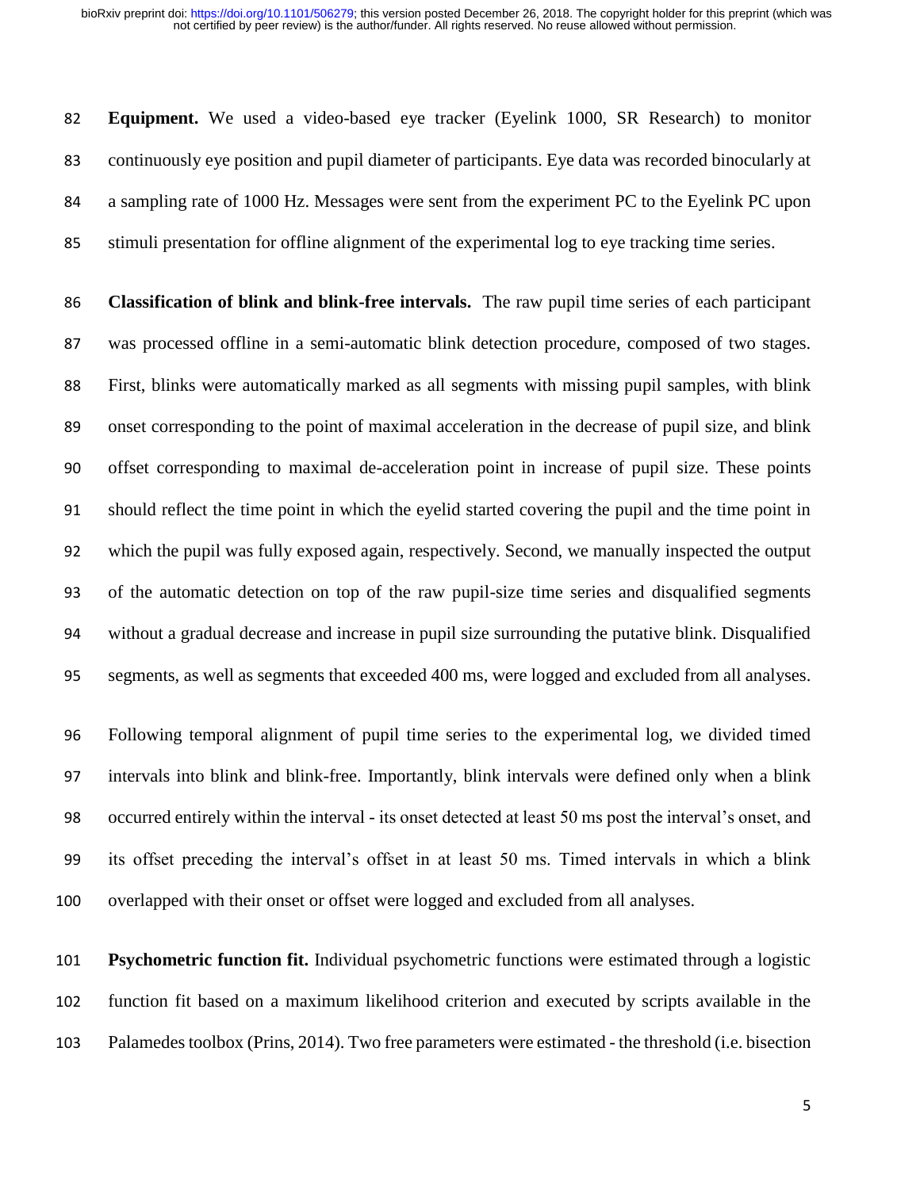**Equipment.** We used a video-based eye tracker (Eyelink 1000, SR Research) to monitor continuously eye position and pupil diameter of participants. Eye data was recorded binocularly at a sampling rate of 1000 Hz. Messages were sent from the experiment PC to the Eyelink PC upon stimuli presentation for offline alignment of the experimental log to eye tracking time series.

**Classification of blink and blink-free intervals.** The raw pupil time series of each participant was processed offline in a semi-automatic blink detection procedure, composed of two stages. First, blinks were automatically marked as all segments with missing pupil samples, with blink onset corresponding to the point of maximal acceleration in the decrease of pupil size, and blink offset corresponding to maximal de-acceleration point in increase of pupil size. These points should reflect the time point in which the eyelid started covering the pupil and the time point in which the pupil was fully exposed again, respectively. Second, we manually inspected the output of the automatic detection on top of the raw pupil-size time series and disqualified segments without a gradual decrease and increase in pupil size surrounding the putative blink. Disqualified segments, as well as segments that exceeded 400 ms, were logged and excluded from all analyses.

Following temporal alignment of pupil time series to the experimental log, we divided timed intervals into blink and blink-free. Importantly, blink intervals were defined only when a blink occurred entirely within the interval - its onset detected at least 50 ms post the interval's onset, and its offset preceding the interval's offset in at least 50 ms. Timed intervals in which a blink overlapped with their onset or offset were logged and excluded from all analyses.

**Psychometric function fit.** Individual psychometric functions were estimated through a logistic function fit based on a maximum likelihood criterion and executed by scripts available in the Palamedes toolbox (Prins, 2014). Two free parameters were estimated - the threshold (i.e. bisection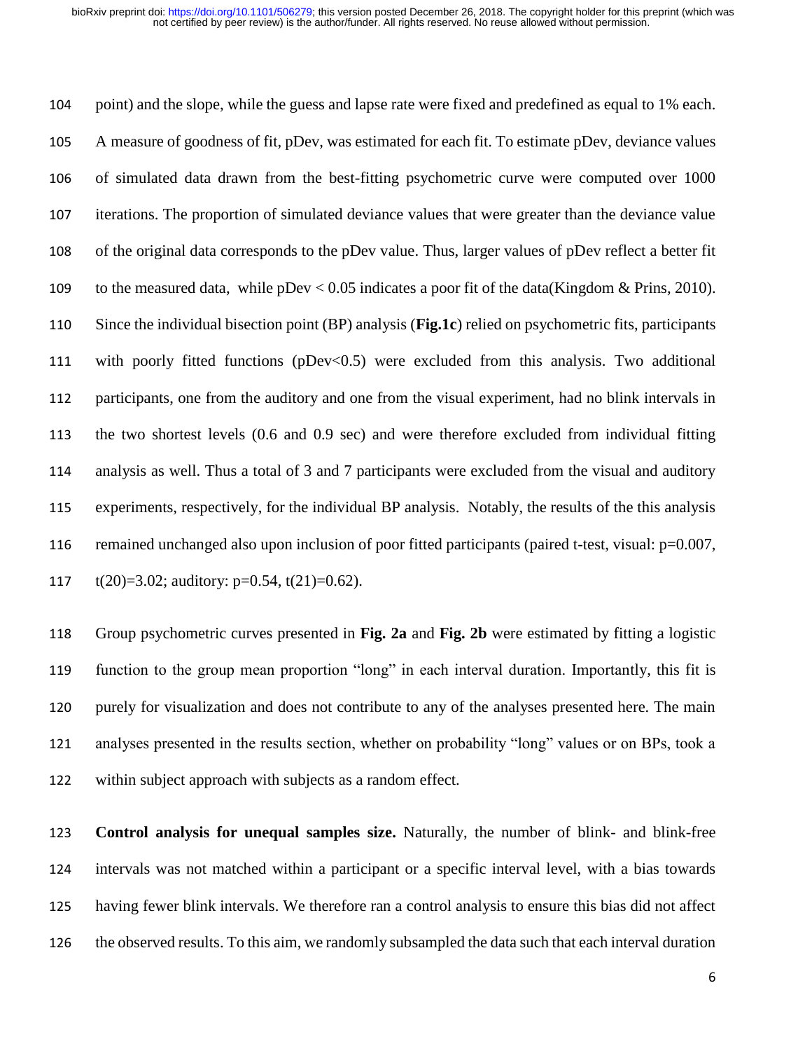point) and the slope, while the guess and lapse rate were fixed and predefined as equal to 1% each. A measure of goodness of fit, pDev, was estimated for each fit. To estimate pDev, deviance values of simulated data drawn from the best-fitting psychometric curve were computed over 1000 iterations. The proportion of simulated deviance values that were greater than the deviance value of the original data corresponds to the pDev value. Thus, larger values of pDev reflect a better fit to the measured data, while pDev $< 0.05$ indicates a poor fit of the data(Kingdom & Prins, 2010). Since the individual bisection point (BP) analysis (**Fig.1c**) relied on psychometric fits, participants with poorly fitted functions (pDev$<0.5$) were excluded from this analysis. Two additional participants, one from the auditory and one from the visual experiment, had no blink intervals in the two shortest levels (0.6 and 0.9 sec) and were therefore excluded from individual fitting analysis as well. Thus a total of 3 and 7 participants were excluded from the visual and auditory experiments, respectively, for the individual BP analysis. Notably, the results of the this analysis remained unchanged also upon inclusion of poor fitted participants (paired t-test, visual: $p=0.007$, $t(20)=3.02$; auditory: $p=0.54$, $t(21)=0.62$).

Group psychometric curves presented in **Fig. 2a** and **Fig. 2b** were estimated by fitting a logistic function to the group mean proportion "long" in each interval duration. Importantly, this fit is purely for visualization and does not contribute to any of the analyses presented here. The main analyses presented in the results section, whether on probability "long" values or on BPs, took a within subject approach with subjects as a random effect.

**Control analysis for unequal samples size.** Naturally, the number of blink- and blink-free intervals was not matched within a participant or a specific interval level, with a bias towards having fewer blink intervals. We therefore ran a control analysis to ensure this bias did not affect the observed results. To this aim, we randomly subsampled the data such that each interval duration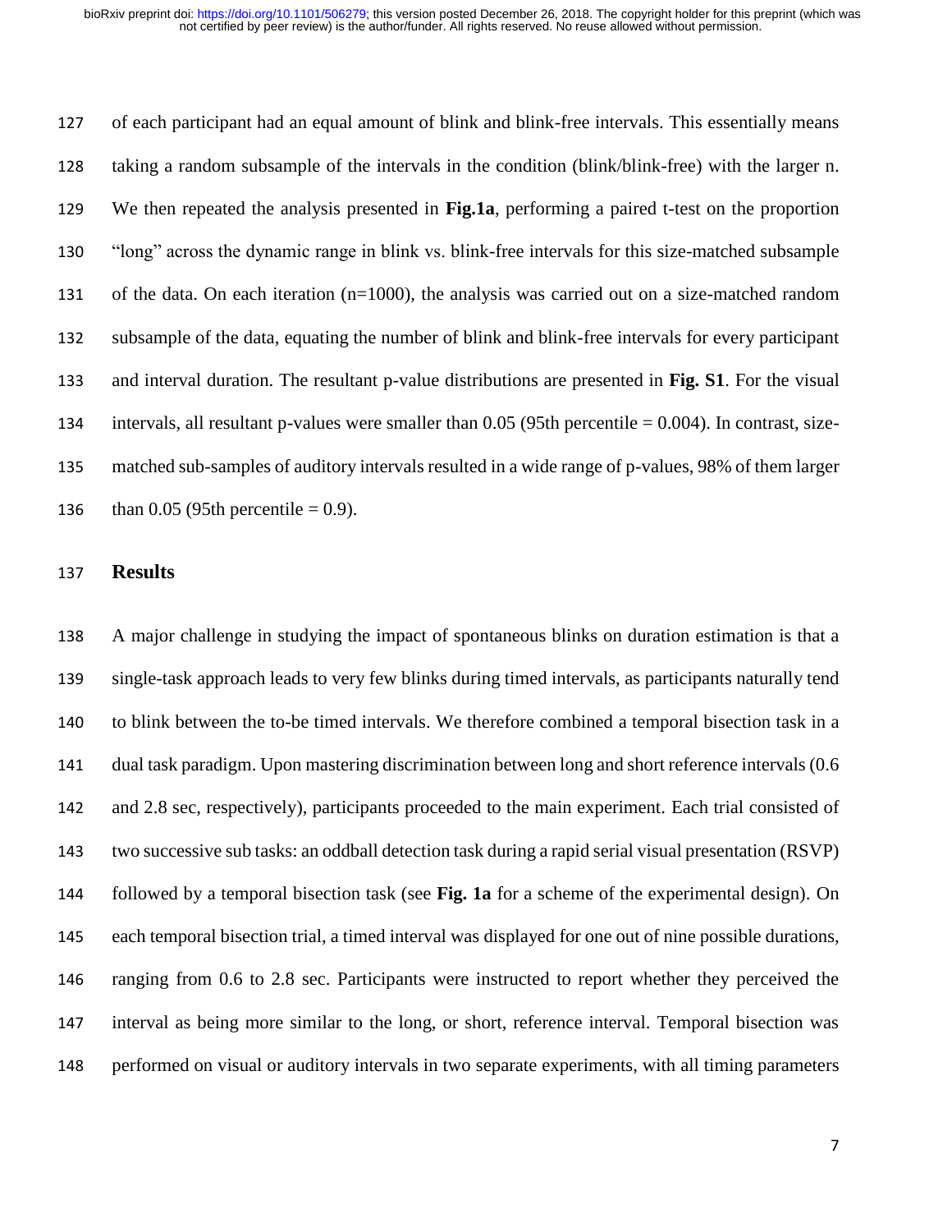of each participant had an equal amount of blink and blink-free intervals. This essentially means taking a random subsample of the intervals in the condition (blink/blink-free) with the larger n. We then repeated the analysis presented in **Fig.1a**, performing a paired t-test on the proportion "long" across the dynamic range in blink vs. blink-free intervals for this size-matched subsample of the data. On each iteration (n=1000), the analysis was carried out on a size-matched random subsample of the data, equating the number of blink and blink-free intervals for every participant and interval duration. The resultant p-value distributions are presented in **Fig. S1**. For the visual intervals, all resultant p-values were smaller than 0.05 (95th percentile = 0.004). In contrast, size-matched sub-samples of auditory intervals resulted in a wide range of p-values, 98% of them larger than 0.05 (95th percentile = 0.9).

## Results

A major challenge in studying the impact of spontaneous blinks on duration estimation is that a single-task approach leads to very few blinks during timed intervals, as participants naturally tend to blink between the to-be timed intervals. We therefore combined a temporal bisection task in a dual task paradigm. Upon mastering discrimination between long and short reference intervals (0.6 and 2.8 sec, respectively), participants proceeded to the main experiment. Each trial consisted of two successive sub tasks: an oddball detection task during a rapid serial visual presentation (RSVP) followed by a temporal bisection task (see **Fig. 1a** for a scheme of the experimental design). On each temporal bisection trial, a timed interval was displayed for one out of nine possible durations, ranging from 0.6 to 2.8 sec. Participants were instructed to report whether they perceived the interval as being more similar to the long, or short, reference interval. Temporal bisection was performed on visual or auditory intervals in two separate experiments, with all timing parameters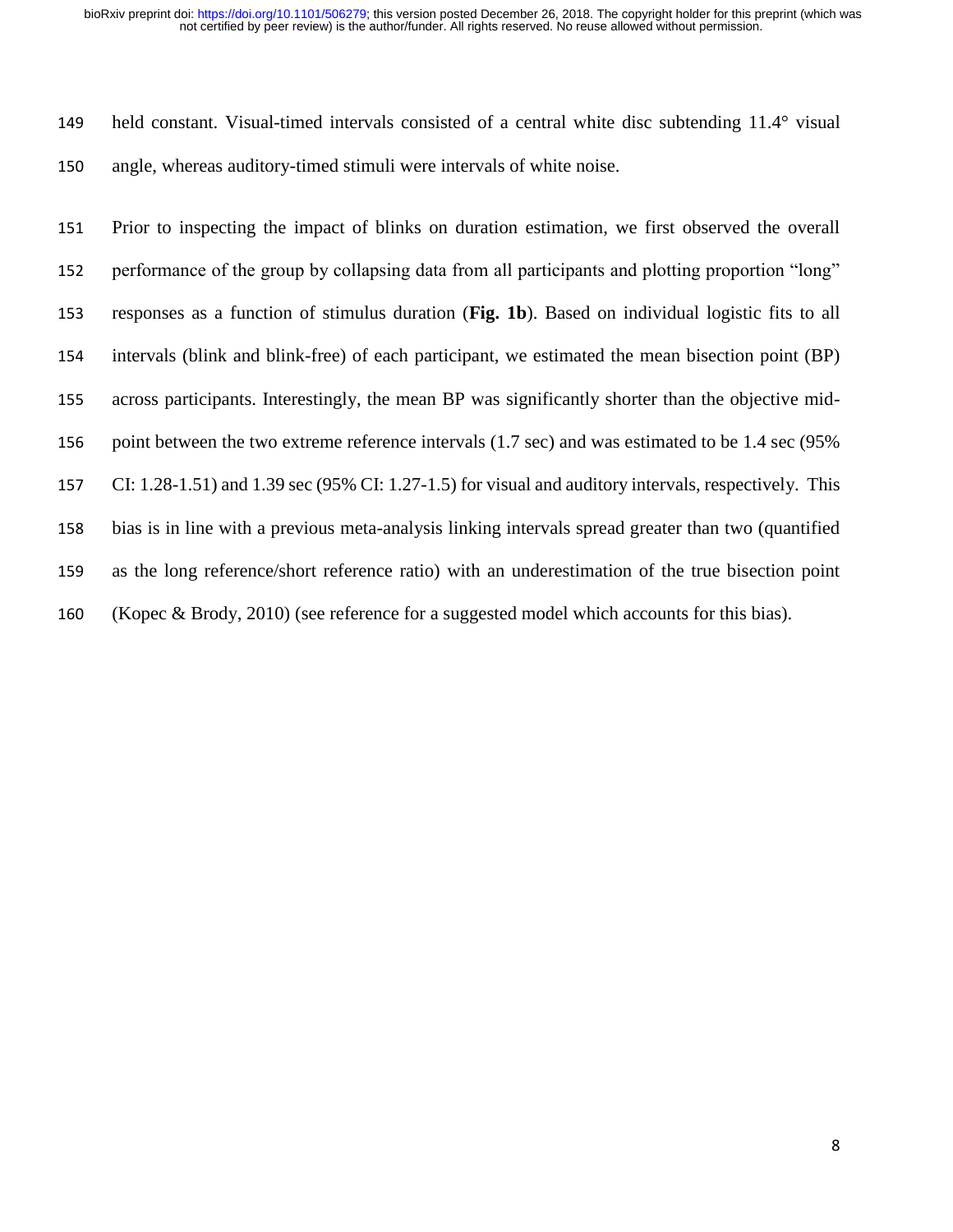held constant. Visual-timed intervals consisted of a central white disc subtending 11.4° visual angle, whereas auditory-timed stimuli were intervals of white noise.

Prior to inspecting the impact of blinks on duration estimation, we first observed the overall performance of the group by collapsing data from all participants and plotting proportion "long" responses as a function of stimulus duration (**Fig. 1b**). Based on individual logistic fits to all intervals (blink and blink-free) of each participant, we estimated the mean bisection point (BP) across participants. Interestingly, the mean BP was significantly shorter than the objective mid-point between the two extreme reference intervals (1.7 sec) and was estimated to be 1.4 sec (95% CI: 1.28-1.51) and 1.39 sec (95% CI: 1.27-1.5) for visual and auditory intervals, respectively. This bias is in line with a previous meta-analysis linking intervals spread greater than two (quantified as the long reference/short reference ratio) with an underestimation of the true bisection point (Kopec & Brody, 2010) (see reference for a suggested model which accounts for this bias).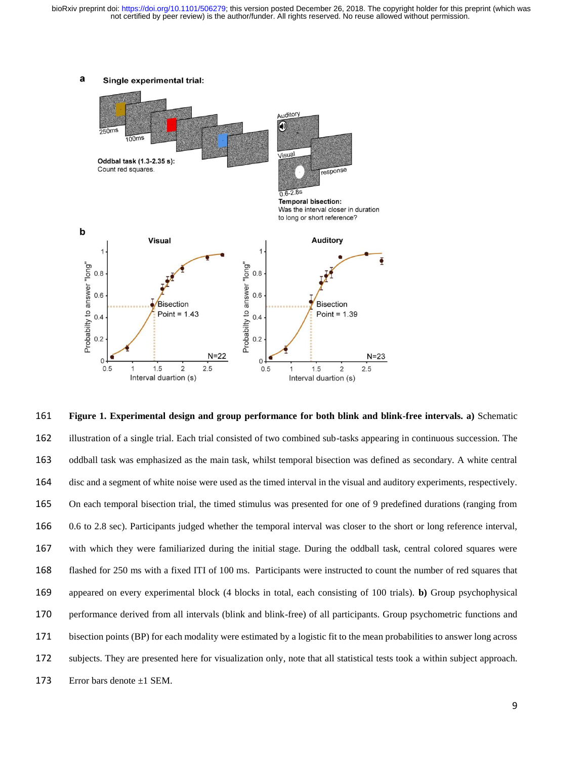**Figure 1. Experimental design and group performance for both blink and blink-free intervals. a)** Schematic illustration of a single trial. Each trial consisted of two combined sub-tasks appearing in continuous succession. The oddball task was emphasized as the main task, whilst temporal bisection was defined as secondary. A white central disc and a segment of white noise were used as the timed interval in the visual and auditory experiments, respectively. On each temporal bisection trial, the timed stimulus was presented for one of 9 predefined durations (ranging from 0.6 to 2.8 sec). Participants judged whether the temporal interval was closer to the short or long reference interval, with which they were familiarized during the initial stage. During the oddball task, central colored squares were flashed for 250 ms with a fixed ITI of 100 ms. Participants were instructed to count the number of red squares that appeared on every experimental block (4 blocks in total, each consisting of 100 trials). **b)** Group psychophysical performance derived from all intervals (blink and blink-free) of all participants. Group psychometric functions and bisection points (BP) for each modality were estimated by a logistic fit to the mean probabilities to answer long across subjects. They are presented here for visualization only, note that all statistical tests took a within subject approach. Error bars denote ±1 SEM.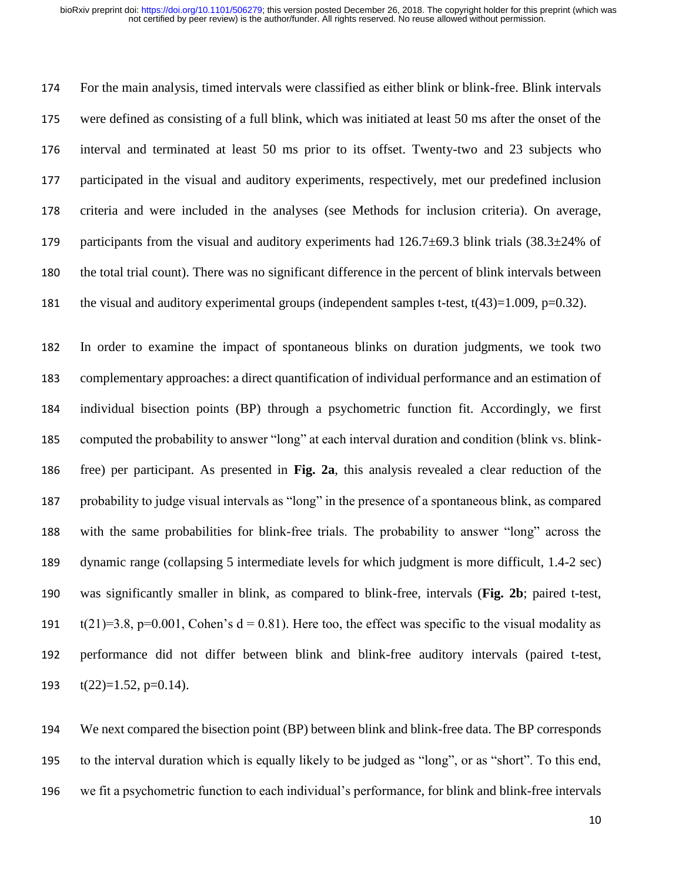For the main analysis, timed intervals were classified as either blink or blink-free. Blink intervals were defined as consisting of a full blink, which was initiated at least 50 ms after the onset of the interval and terminated at least 50 ms prior to its offset. Twenty-two and 23 subjects who participated in the visual and auditory experiments, respectively, met our predefined inclusion criteria and were included in the analyses (see Methods for inclusion criteria). On average, participants from the visual and auditory experiments had 126.7±69.3 blink trials (38.3±24% of the total trial count). There was no significant difference in the percent of blink intervals between the visual and auditory experimental groups (independent samples t-test, $t(43)=1.009$, $p=0.32$).

In order to examine the impact of spontaneous blinks on duration judgments, we took two complementary approaches: a direct quantification of individual performance and an estimation of individual bisection points (BP) through a psychometric function fit. Accordingly, we first computed the probability to answer "long" at each interval duration and condition (blink vs. blink-free) per participant. As presented in **Fig. 2a**, this analysis revealed a clear reduction of the probability to judge visual intervals as "long" in the presence of a spontaneous blink, as compared with the same probabilities for blink-free trials. The probability to answer "long" across the dynamic range (collapsing 5 intermediate levels for which judgment is more difficult, 1.4-2 sec) was significantly smaller in blink, as compared to blink-free, intervals (**Fig. 2b**; paired t-test, $t(21)=3.8$, $p=0.001$, Cohen's $d = 0.81$). Here too, the effect was specific to the visual modality as performance did not differ between blink and blink-free auditory intervals (paired t-test, $t(22)=1.52$, $p=0.14$).

We next compared the bisection point (BP) between blink and blink-free data. The BP corresponds to the interval duration which is equally likely to be judged as "long", or as "short". To this end, we fit a psychometric function to each individual's performance, for blink and blink-free intervals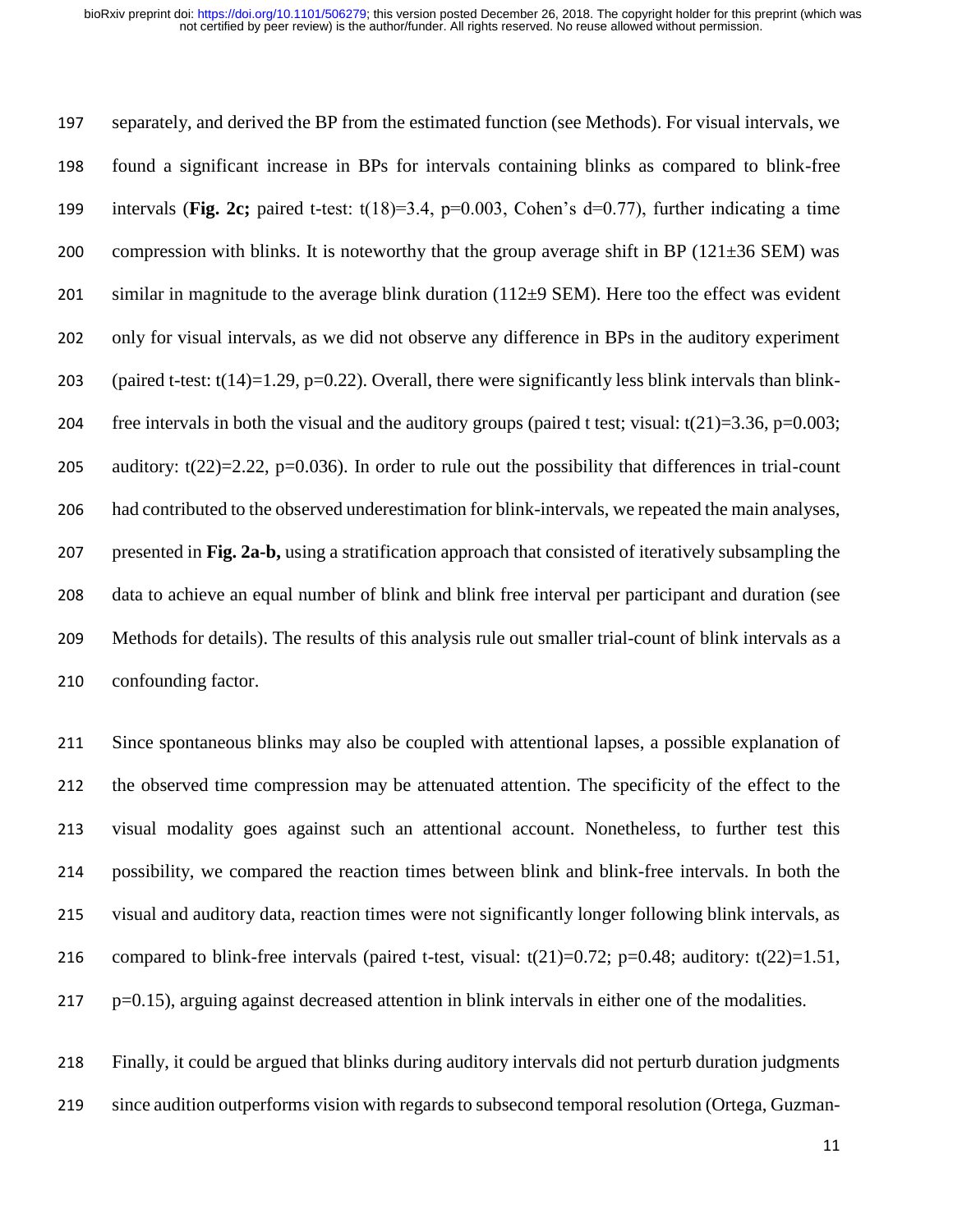separately, and derived the BP from the estimated function (see Methods). For visual intervals, we found a significant increase in BPs for intervals containing blinks as compared to blink-free intervals (**Fig. 2c;** paired t-test: $t(18)=3.4$, $p=0.003$, Cohen's $d=0.77$), further indicating a time compression with blinks. It is noteworthy that the group average shift in BP (121±36 SEM) was similar in magnitude to the average blink duration (112±9 SEM). Here too the effect was evident only for visual intervals, as we did not observe any difference in BPs in the auditory experiment (paired t-test: $t(14)=1.29$, $p=0.22$). Overall, there were significantly less blink intervals than blink-free intervals in both the visual and the auditory groups (paired t test; visual: $t(21)=3.36$, $p=0.003$; auditory: $t(22)=2.22$, $p=0.036$). In order to rule out the possibility that differences in trial-count had contributed to the observed underestimation for blink-intervals, we repeated the main analyses, presented in **Fig. 2a-b,** using a stratification approach that consisted of iteratively subsampling the data to achieve an equal number of blink and blink free interval per participant and duration (see Methods for details). The results of this analysis rule out smaller trial-count of blink intervals as a confounding factor.

Since spontaneous blinks may also be coupled with attentional lapses, a possible explanation of the observed time compression may be attenuated attention. The specificity of the effect to the visual modality goes against such an attentional account. Nonetheless, to further test this possibility, we compared the reaction times between blink and blink-free intervals. In both the visual and auditory data, reaction times were not significantly longer following blink intervals, as compared to blink-free intervals (paired t-test, visual: $t(21)=0.72$; $p=0.48$; auditory: $t(22)=1.51$, $p=0.15$), arguing against decreased attention in blink intervals in either one of the modalities.

Finally, it could be argued that blinks during auditory intervals did not perturb duration judgments since audition outperforms vision with regards to subsecond temporal resolution (Ortega, Guzman-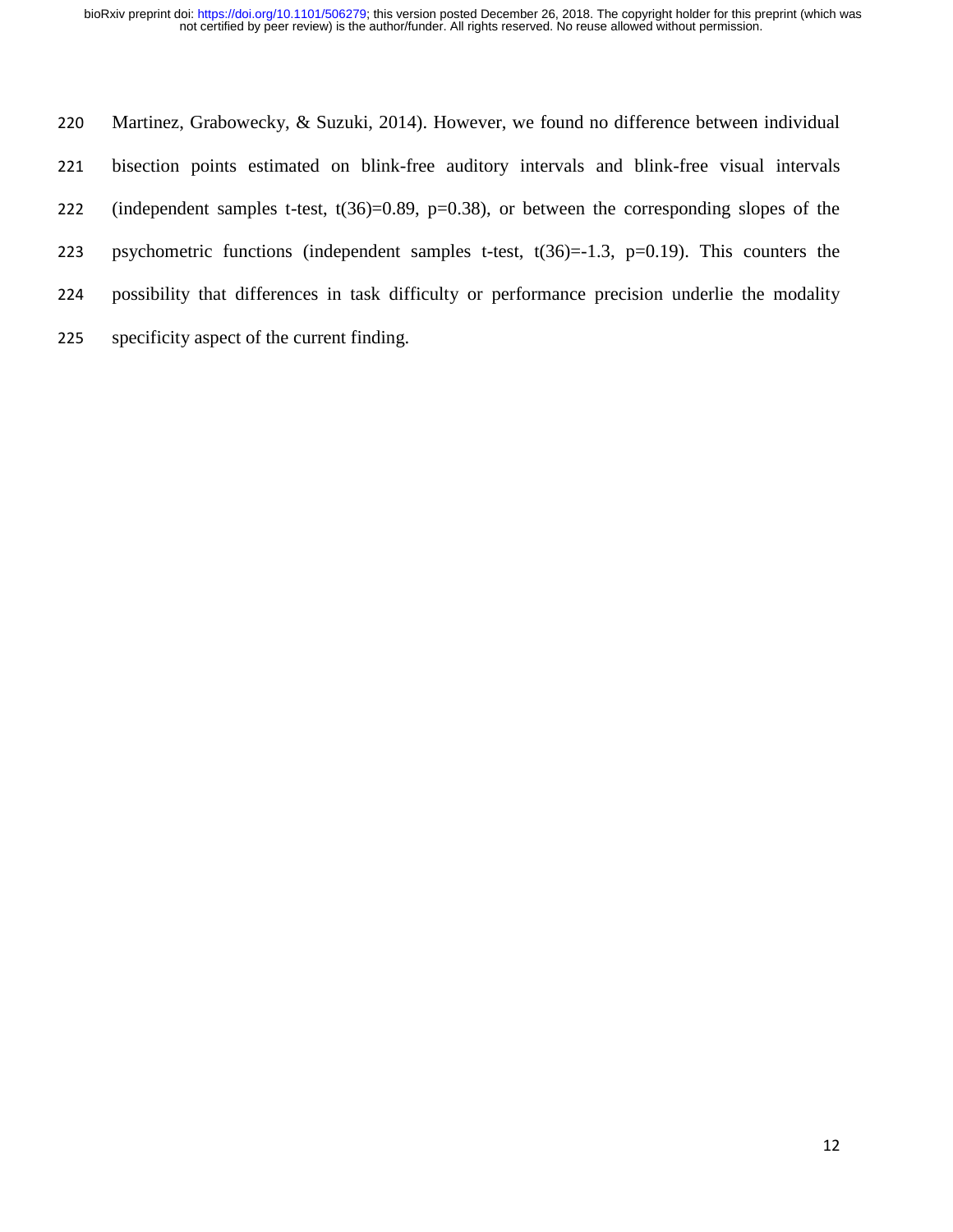Martinez, Grabowecky, & Suzuki, 2014). However, we found no difference between individual bisection points estimated on blink-free auditory intervals and blink-free visual intervals (independent samples t-test, $t(36)=0.89$, $p=0.38$), or between the corresponding slopes of the psychometric functions (independent samples t-test, $t(36)=-1.3$, $p=0.19$). This counters the possibility that differences in task difficulty or performance precision underlie the modality specificity aspect of the current finding.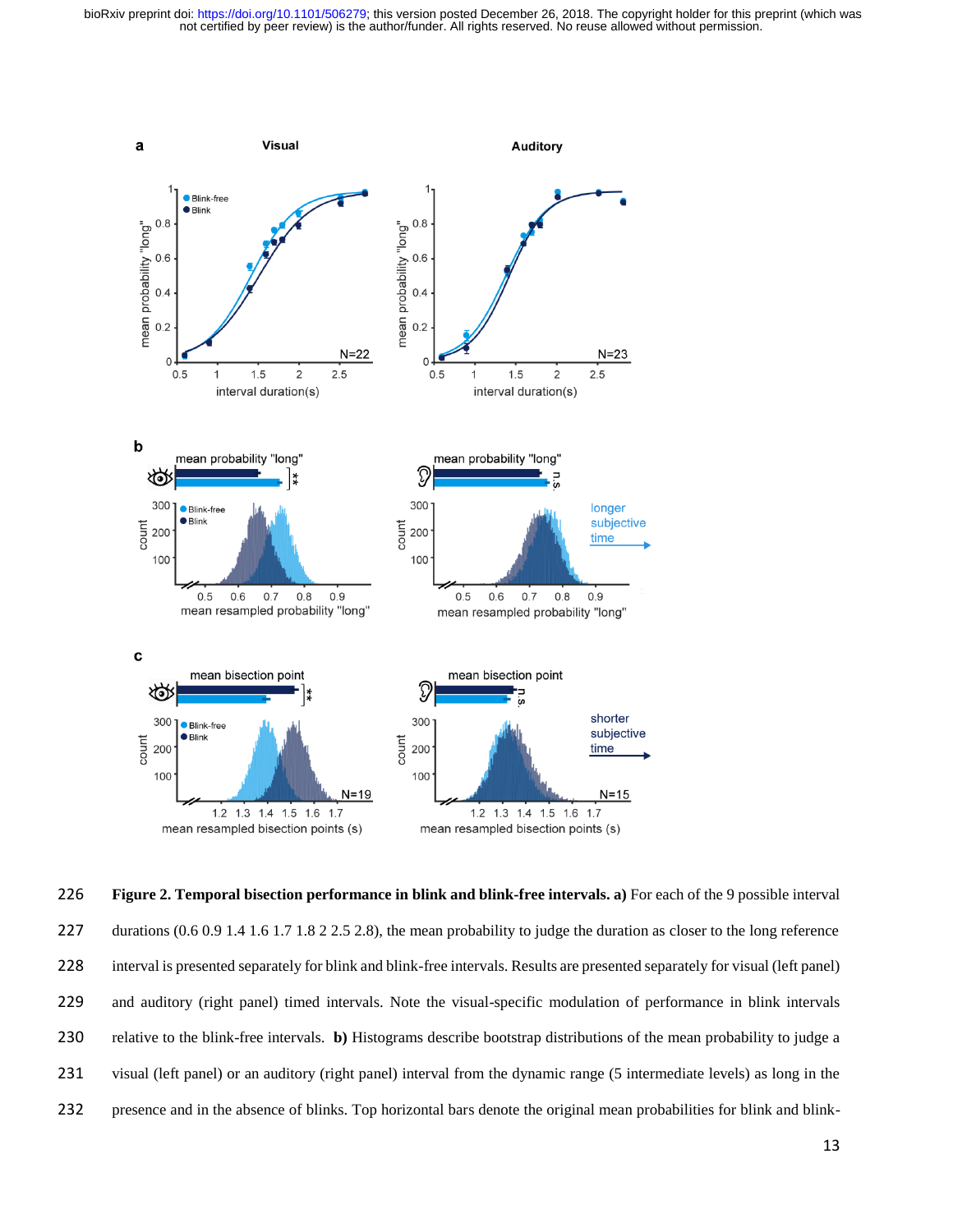**Figure 2. Temporal bisection performance in blink and blink-free intervals. a)** For each of the 9 possible interval durations (0.6 0.9 1.4 1.6 1.7 1.8 2 2.5 2.8), the mean probability to judge the duration as closer to the long reference interval is presented separately for blink and blink-free intervals. Results are presented separately for visual (left panel) and auditory (right panel) timed intervals. Note the visual-specific modulation of performance in blink intervals relative to the blink-free intervals. **b)** Histograms describe bootstrap distributions of the mean probability to judge a visual (left panel) or an auditory (right panel) interval from the dynamic range (5 intermediate levels) as long in the presence and in the absence of blinks. Top horizontal bars denote the original mean probabilities for blink and blink-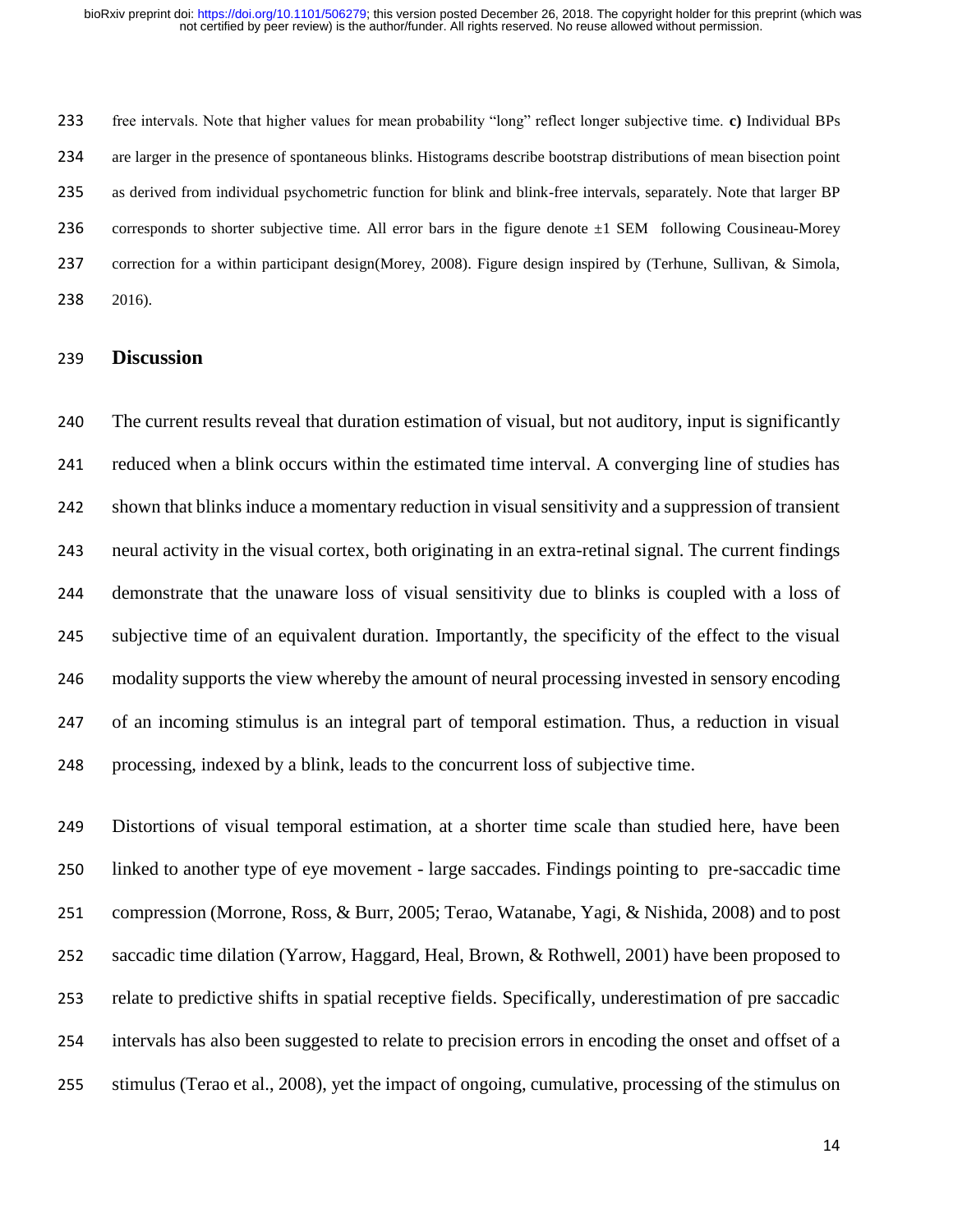free intervals. Note that higher values for mean probability "long" reflect longer subjective time. **c)** Individual BPs are larger in the presence of spontaneous blinks. Histograms describe bootstrap distributions of mean bisection point as derived from individual psychometric function for blink and blink-free intervals, separately. Note that larger BP corresponds to shorter subjective time. All error bars in the figure denote ±1 SEM following Cousineau-Morey correction for a within participant design(Morey, 2008). Figure design inspired by (Terhune, Sullivan, & Simola, 2016).

## Discussion

The current results reveal that duration estimation of visual, but not auditory, input is significantly reduced when a blink occurs within the estimated time interval. A converging line of studies has shown that blinks induce a momentary reduction in visual sensitivity and a suppression of transient neural activity in the visual cortex, both originating in an extra-retinal signal. The current findings demonstrate that the unaware loss of visual sensitivity due to blinks is coupled with a loss of subjective time of an equivalent duration. Importantly, the specificity of the effect to the visual modality supports the view whereby the amount of neural processing invested in sensory encoding of an incoming stimulus is an integral part of temporal estimation. Thus, a reduction in visual processing, indexed by a blink, leads to the concurrent loss of subjective time.

Distortions of visual temporal estimation, at a shorter time scale than studied here, have been linked to another type of eye movement - large saccades. Findings pointing to pre-saccadic time compression (Morrone, Ross, & Burr, 2005; Terao, Watanabe, Yagi, & Nishida, 2008) and to post saccadic time dilation (Yarrow, Haggard, Heal, Brown, & Rothwell, 2001) have been proposed to relate to predictive shifts in spatial receptive fields. Specifically, underestimation of pre saccadic intervals has also been suggested to relate to precision errors in encoding the onset and offset of a stimulus (Terao et al., 2008), yet the impact of ongoing, cumulative, processing of the stimulus on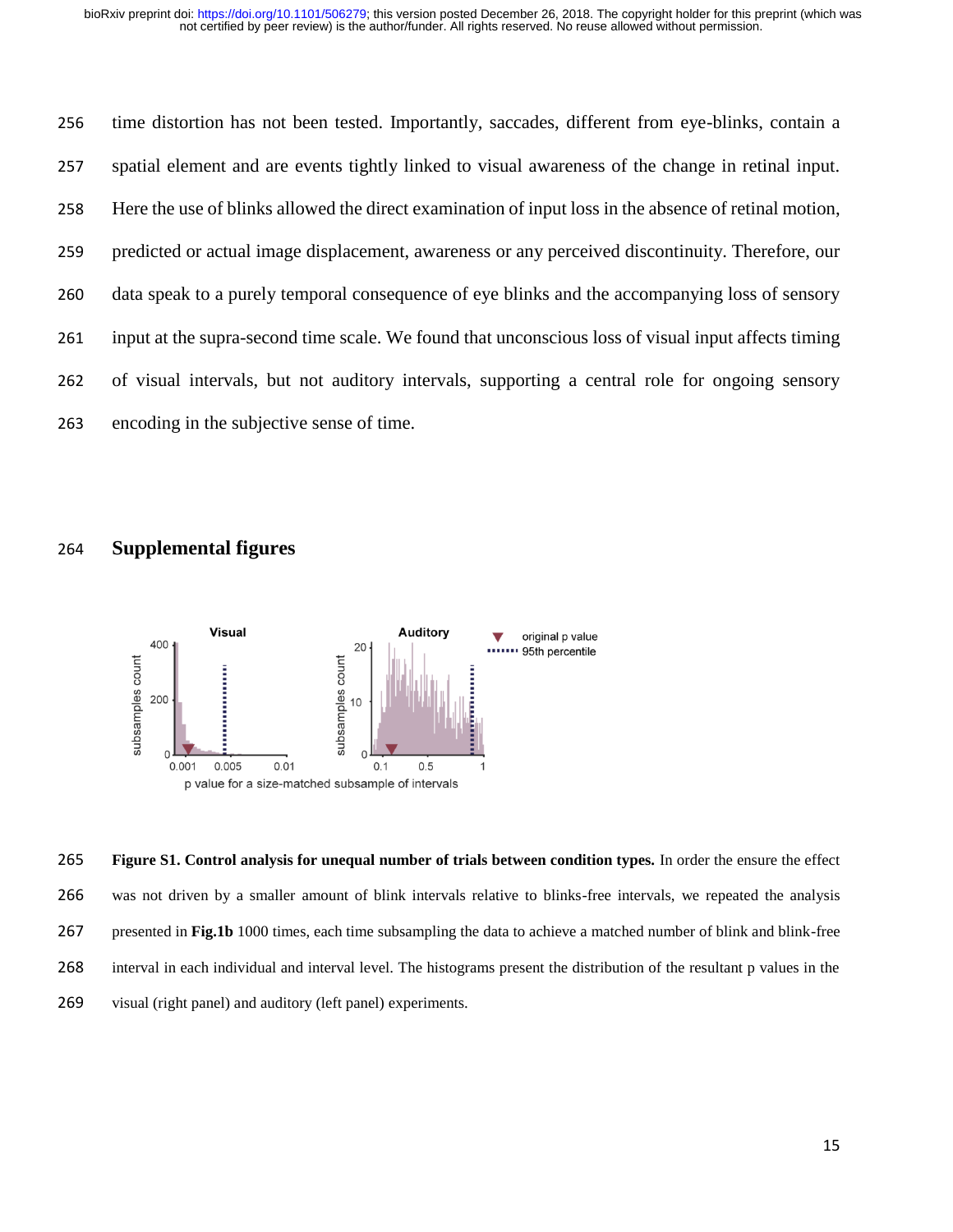time distortion has not been tested. Importantly, saccades, different from eye-blinks, contain a spatial element and are events tightly linked to visual awareness of the change in retinal input. Here the use of blinks allowed the direct examination of input loss in the absence of retinal motion, predicted or actual image displacement, awareness or any perceived discontinuity. Therefore, our data speak to a purely temporal consequence of eye blinks and the accompanying loss of sensory input at the supra-second time scale. We found that unconscious loss of visual input affects timing of visual intervals, but not auditory intervals, supporting a central role for ongoing sensory encoding in the subjective sense of time.

## Supplemental figures

**Figure S1. Control analysis for unequal number of trials between condition types.** In order the ensure the effect was not driven by a smaller amount of blink intervals relative to blinks-free intervals, we repeated the analysis presented in **Fig.1b** 1000 times, each time subsampling the data to achieve a matched number of blink and blink-free interval in each individual and interval level. The histograms present the distribution of the resultant p values in the visual (right panel) and auditory (left panel) experiments.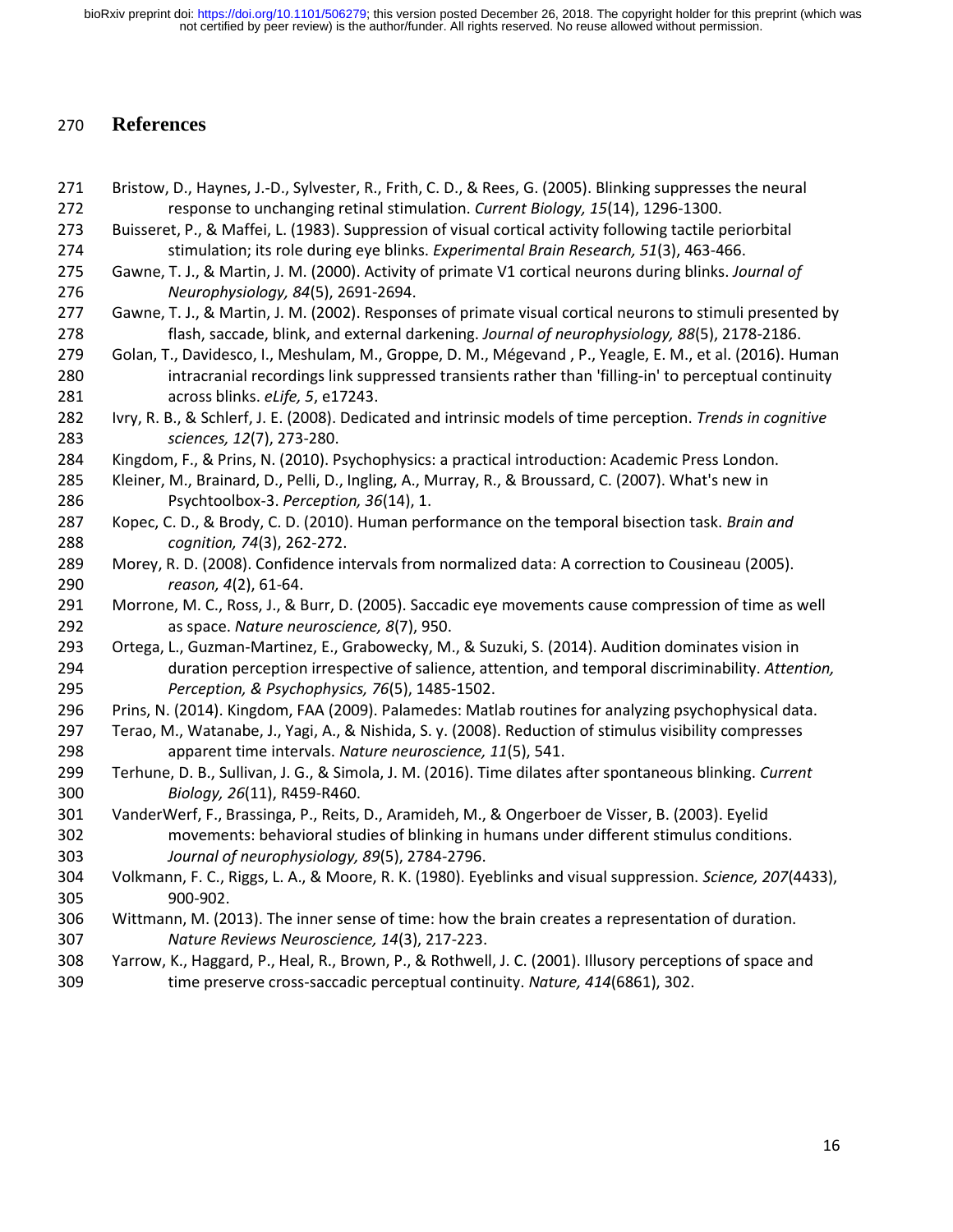# References

Bristow, D., Haynes, J.-D., Sylvester, R., Frith, C. D., & Rees, G. (2005). Blinking suppresses the neural response to unchanging retinal stimulation. *Current Biology, 15*(14), 1296-1300.

Buisseret, P., & Maffei, L. (1983). Suppression of visual cortical activity following tactile periorbital stimulation; its role during eye blinks. *Experimental Brain Research, 51*(3), 463-466.

Gawne, T. J., & Martin, J. M. (2000). Activity of primate V1 cortical neurons during blinks. *Journal of Neurophysiology, 84*(5), 2691-2694.

Gawne, T. J., & Martin, J. M. (2002). Responses of primate visual cortical neurons to stimuli presented by flash, saccade, blink, and external darkening. *Journal of neurophysiology, 88*(5), 2178-2186.

Golan, T., Davidesco, I., Meshulam, M., Groppe, D. M., Mégevand , P., Yeagle, E. M., et al. (2016). Human intracranial recordings link suppressed transients rather than 'filling-in' to perceptual continuity across blinks. *eLife, 5*, e17243.

Ivry, R. B., & Schlerf, J. E. (2008). Dedicated and intrinsic models of time perception. *Trends in cognitive sciences, 12*(7), 273-280.

Kingdom, F., & Prins, N. (2010). Psychophysics: a practical introduction: Academic Press London.

Kleiner, M., Brainard, D., Pelli, D., Ingling, A., Murray, R., & Broussard, C. (2007). What's new in Psychtoolbox-3. *Perception, 36*(14), 1.

Kopec, C. D., & Brody, C. D. (2010). Human performance on the temporal bisection task. *Brain and cognition, 74*(3), 262-272.

Morey, R. D. (2008). Confidence intervals from normalized data: A correction to Cousineau (2005). *reason, 4*(2), 61-64.

Morrone, M. C., Ross, J., & Burr, D. (2005). Saccadic eye movements cause compression of time as well as space. *Nature neuroscience, 8*(7), 950.

Ortega, L., Guzman-Martinez, E., Grabowecky, M., & Suzuki, S. (2014). Audition dominates vision in duration perception irrespective of salience, attention, and temporal discriminability. *Attention, Perception, & Psychophysics, 76*(5), 1485-1502.

Prins, N. (2014). Kingdom, FAA (2009). Palamedes: Matlab routines for analyzing psychophysical data.

Terao, M., Watanabe, J., Yagi, A., & Nishida, S. y. (2008). Reduction of stimulus visibility compresses apparent time intervals. *Nature neuroscience, 11*(5), 541.

Terhune, D. B., Sullivan, J. G., & Simola, J. M. (2016). Time dilates after spontaneous blinking. *Current Biology, 26*(11), R459-R460.

VanderWerf, F., Brassinga, P., Reits, D., Aramideh, M., & Ongerboer de Visser, B. (2003). Eyelid movements: behavioral studies of blinking in humans under different stimulus conditions. *Journal of neurophysiology, 89*(5), 2784-2796.

Volkmann, F. C., Riggs, L. A., & Moore, R. K. (1980). Eyeblinks and visual suppression. *Science, 207*(4433), 900-902.

Wittmann, M. (2013). The inner sense of time: how the brain creates a representation of duration. *Nature Reviews Neuroscience, 14*(3), 217-223.

Yarrow, K., Haggard, P., Heal, R., Brown, P., & Rothwell, J. C. (2001). Illusory perceptions of space and time preserve cross-saccadic perceptual continuity. *Nature, 414*(6861), 302.